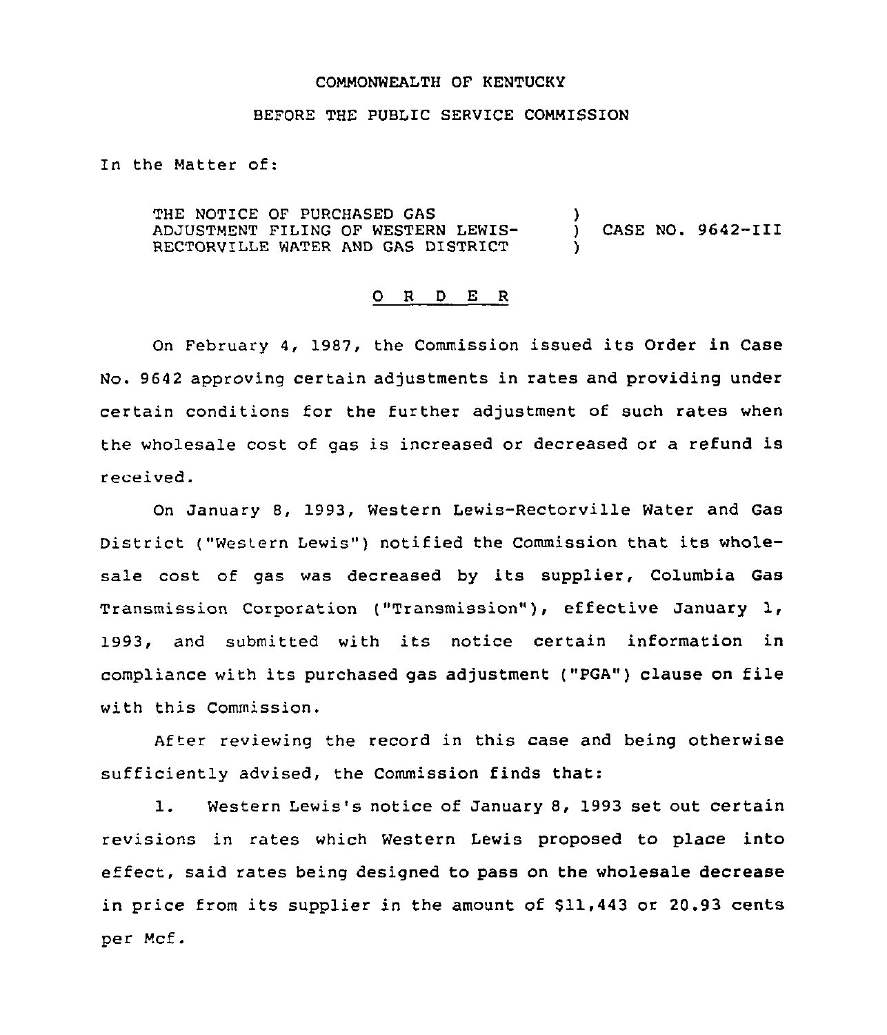COMMONWEALTH OF KENTUCKY

BEFORE THE PUBLIC SERVICE COMMISSION

In the Matter of:

THE NOTICE OF PURCHASED GAS ADJUSTMENT FILING OF WESTERN LEWIS-RECTORVILLE WATER AND GAS DISTRICT ) CASE NO. 9642-III

O R D E R

On February 4, 1987, the Commission issued its Order in Case No. 9642 approving certain adjustments in rates and providing under certain conditions for the further adjustment of such rates when the wholesale cost of gas is increased or decreased or a refund is received.

On January 8, 1993, Western Lewis-Rectorville Water and Gas District ("Western Lewis") notified the Commission that its wholesale cost of gas was decreased by its supplier, Columbia Gas Transmission Corporation ("Transmission"), effective January 1, 1993, and submitted with its notice certain information in compliance with its purchased gas adjustment ("PGA") clause on file with this Commission.

After reviewing the record in this case and being otherwise sufficiently advised, the Commission finds that:

1. Western Lewis's notice of January 8, 1993 set out certain revisions in rates which Western Lewis proposed to place into effect, said rates being designed to pass on the wholesale decrease in price from its supplier in the amount of $11,443 or 20.93 cents per Mcf.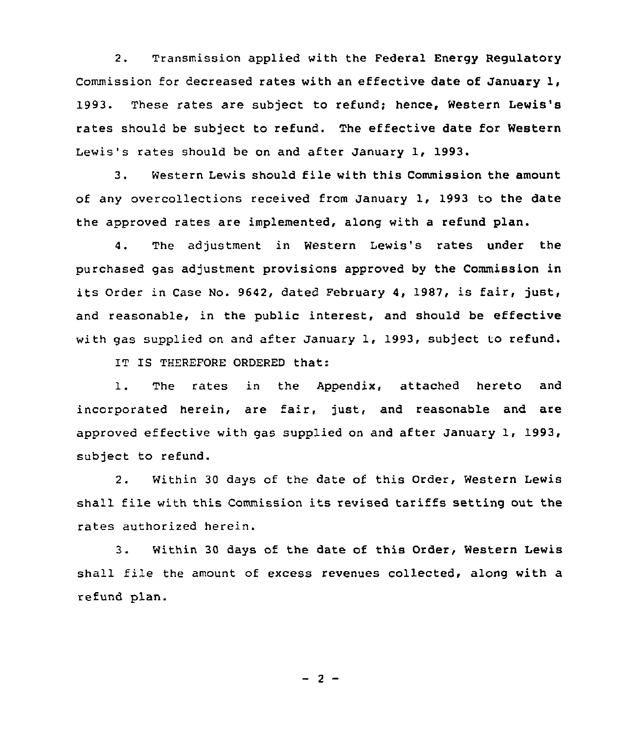2. Transmission applied with the Federal Energy Regulatory Commission for decreased rates with an effective date of January 1, 1993. These rates are subject to refund; hence, Western Lewis's rates should be subject to refund. The effective date for Western Lewis's rates should be on and after January 1, 1993.

3. Western Lewis should file with this Commission the amount of any overcollections received from January 1, 1993 to the date the approved rates are implemented, along with a refund plan.

4. The adjustment in Western Lewis's rates under the purchased gas adjustment provisions approved by the Commission in its Order in Case No. 9642, dated February 4, 1987, is fair, just, and reasonable, in the public interest, and should be effective with gas supplied on and after January 1, 1993, subject to refund.

IT IS THEREFORE ORDERED that:

1. The rates in the Appendix, attached hereto and incorporated herein, are fair, just, and reasonable and are approved effective with gas supplied on and after January 1, 1993, subject to refund.

2. Within 30 days of the date of this Order, Western Lewis shall file with this Commission its revised tariffs setting out the rates authorized herein.

3. Within 30 days of the date of this Order, Western Lewis shall file the amount of excess revenues collected, along with a refund plan.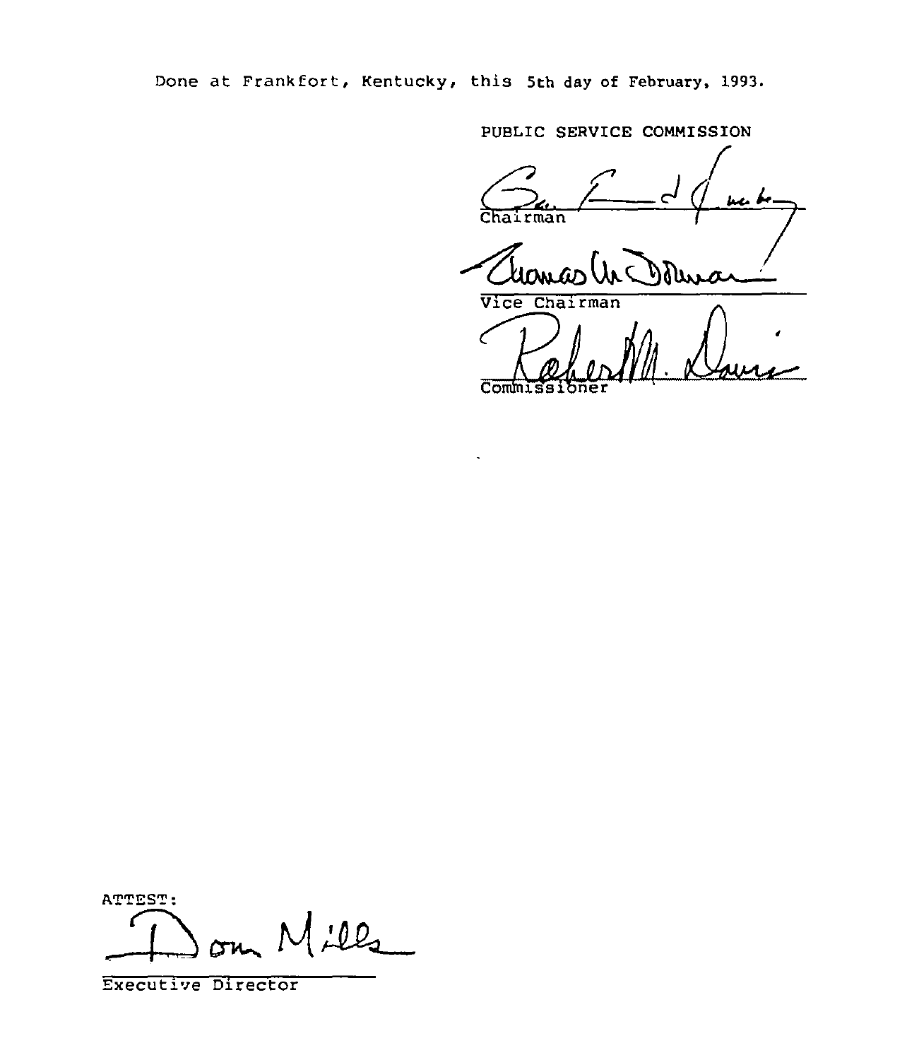Done at Frankfort, Kentucky, this 5th day of February, 1993.

PUBLIC SERVICE COMMISSION

Chairman

Vice Chairman

Commissioner

ATTEST:

Executive Director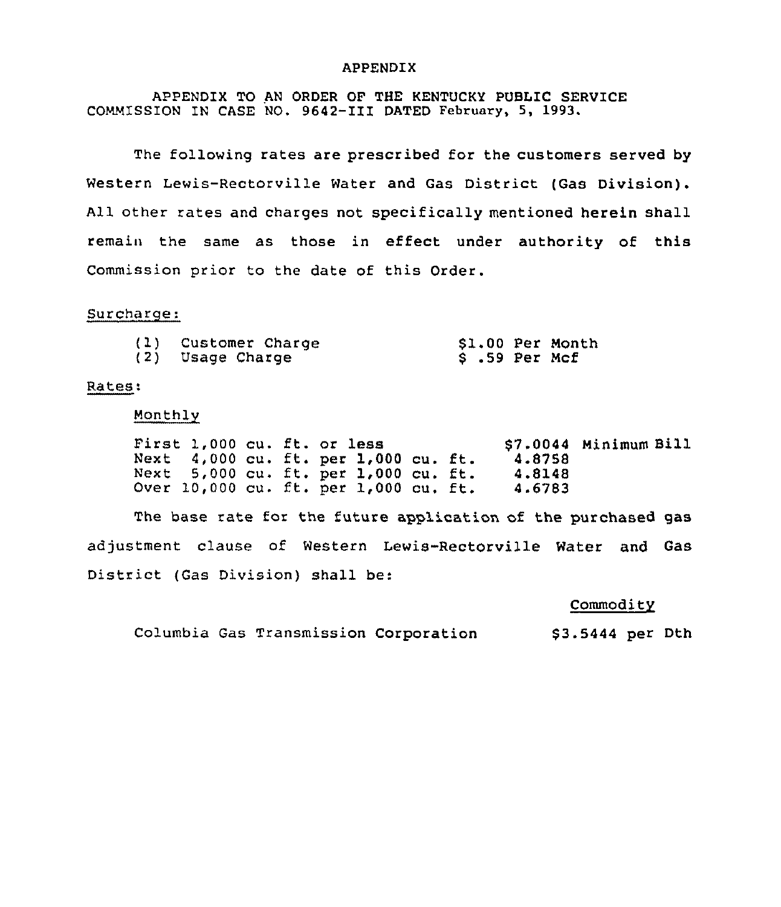# APPENDIX

APPENDIX TO AN ORDER OF THE KENTUCKY PUBLIC SERVICE COMMISSION IN CASE NO. 9642-III DATED February, 5, 1993.

The following rates are prescribed for the customers served by Western Lewis-Rectorville Water and Gas District (Gas Division). All other rates and charges not specifically mentioned herein shall remain the same as those in effect under authority of this Commission prior to the date of this Order.

Surcharge:

| | |
|---|---|
| (1) Customer Charge | $1.00 Per Month |
| (2) Usage Charge | $ .59 Per Mcf |

Rates:

Monthly

| | |
|---|---|
| First 1,000 cu. ft. or less | $7.0044 Minimum Bill |
| Next 4,000 cu. ft. per 1,000 cu. ft. | 4.8758 |
| Next 5,000 cu. ft. per 1,000 cu. ft. | 4.8148 |
| Over 10,000 cu. ft. per 1,000 cu. ft. | 4.6783 |

The base rate for the future application of the purchased gas adjustment clause of Western Lewis-Rectorville Water and Gas District (Gas Division) shall be:

| | Commodity |
|---|---|
| Columbia Gas Transmission Corporation | $3.5444 per Dth |